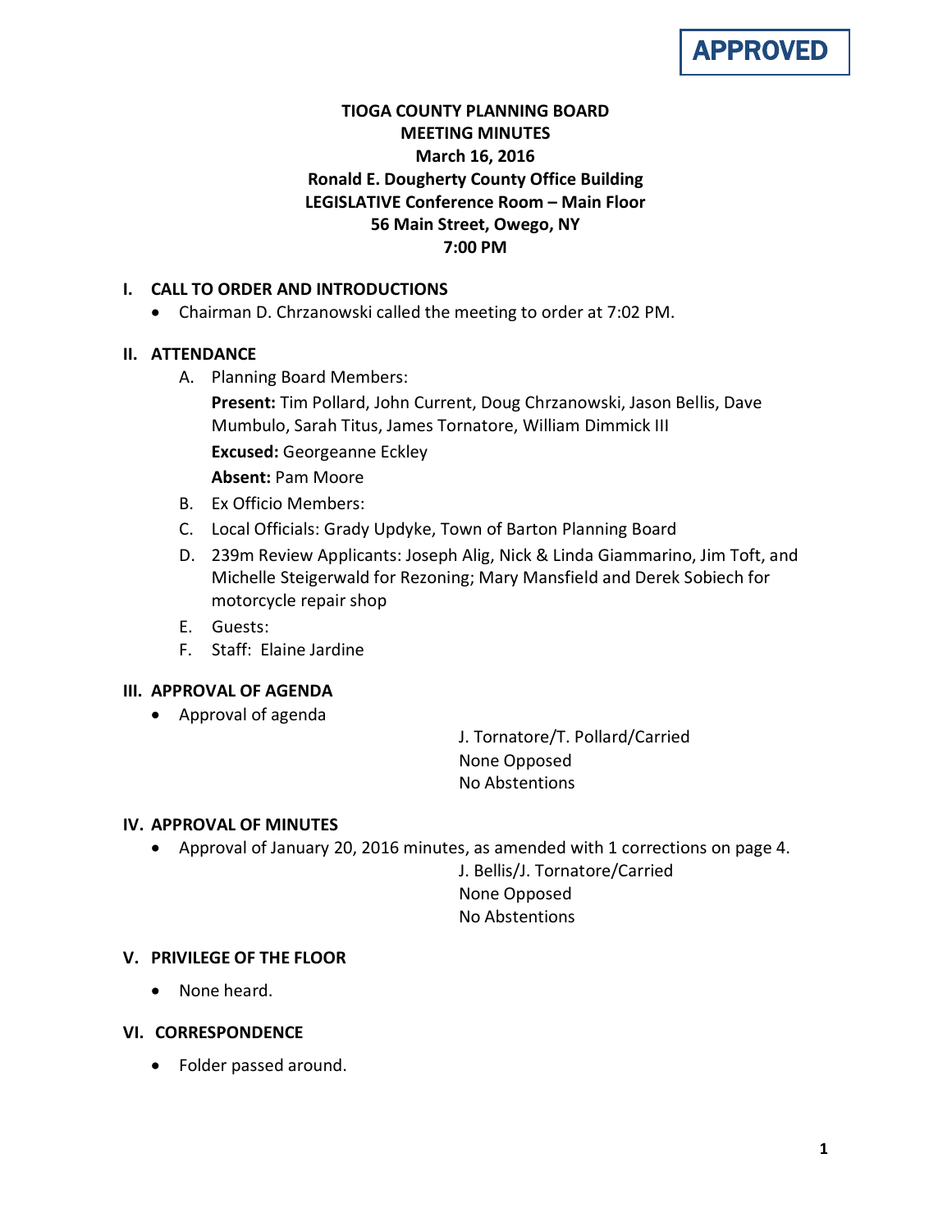APPROVED

# TIOGA COUNTY PLANNING BOARD
## MEETING MINUTES
### March 16, 2016
### Ronald E. Dougherty County Office Building
### LEGISLATIVE Conference Room – Main Floor
### 56 Main Street, Owego, NY
### 7:00 PM

## I. CALL TO ORDER AND INTRODUCTIONS

- Chairman D. Chrzanowski called the meeting to order at 7:02 PM.

## II. ATTENDANCE

A. Planning Board Members:

**Present:** Tim Pollard, John Current, Doug Chrzanowski, Jason Bellis, Dave Mumbulo, Sarah Titus, James Tornatore, William Dimmick III

**Excused:** Georgeanne Eckley

**Absent:** Pam Moore

B. Ex Officio Members:

C. Local Officials: Grady Updyke, Town of Barton Planning Board

D. 239m Review Applicants: Joseph Alig, Nick & Linda Giammarino, Jim Toft, and Michelle Steigerwald for Rezoning; Mary Mansfield and Derek Sobiech for motorcycle repair shop

E. Guests:

F. Staff: Elaine Jardine

## III. APPROVAL OF AGENDA

- Approval of agenda

J. Tornatore/T. Pollard/Carried
None Opposed
No Abstentions

## IV. APPROVAL OF MINUTES

- Approval of January 20, 2016 minutes, as amended with 1 corrections on page 4.

J. Bellis/J. Tornatore/Carried
None Opposed
No Abstentions

## V. PRIVILEGE OF THE FLOOR

- None heard.

## VI. CORRESPONDENCE

- Folder passed around.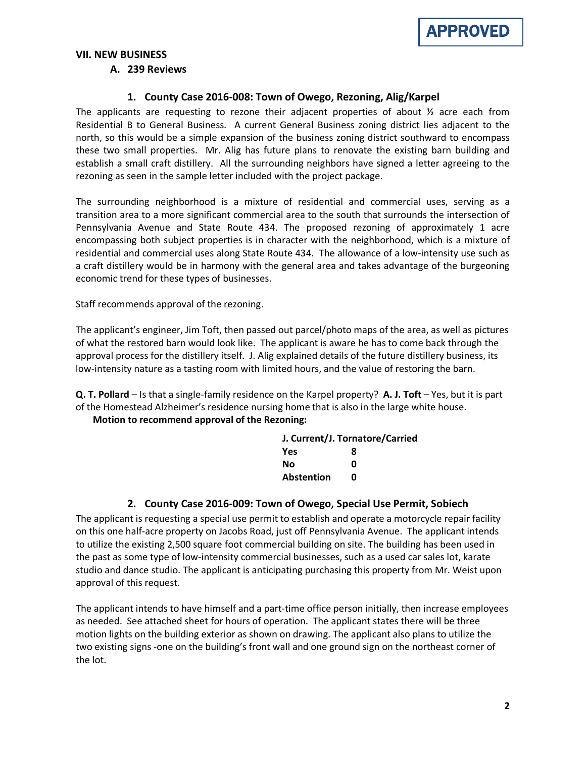**APPROVED**

## VII. NEW BUSINESS

### A. 239 Reviews

#### 1. County Case 2016-008: Town of Owego, Rezoning, Alig/Karpel

The applicants are requesting to rezone their adjacent properties of about ½ acre each from Residential B to General Business. A current General Business zoning district lies adjacent to the north, so this would be a simple expansion of the business zoning district southward to encompass these two small properties. Mr. Alig has future plans to renovate the existing barn building and establish a small craft distillery. All the surrounding neighbors have signed a letter agreeing to the rezoning as seen in the sample letter included with the project package.

The surrounding neighborhood is a mixture of residential and commercial uses, serving as a transition area to a more significant commercial area to the south that surrounds the intersection of Pennsylvania Avenue and State Route 434. The proposed rezoning of approximately 1 acre encompassing both subject properties is in character with the neighborhood, which is a mixture of residential and commercial uses along State Route 434. The allowance of a low-intensity use such as a craft distillery would be in harmony with the general area and takes advantage of the burgeoning economic trend for these types of businesses.

Staff recommends approval of the rezoning.

The applicant's engineer, Jim Toft, then passed out parcel/photo maps of the area, as well as pictures of what the restored barn would look like. The applicant is aware he has to come back through the approval process for the distillery itself. J. Alig explained details of the future distillery business, its low-intensity nature as a tasting room with limited hours, and the value of restoring the barn.

**Q. T. Pollard** – Is that a single-family residence on the Karpel property? **A. J. Toft** – Yes, but it is part of the Homestead Alzheimer's residence nursing home that is also in the large white house.

**Motion to recommend approval of the Rezoning:**

| J. Current/J. Tornatore/Carried | |
|---|---|
| **Yes** | **8** |
| **No** | **0** |
| **Abstention** | **0** |

#### 2. County Case 2016-009: Town of Owego, Special Use Permit, Sobiech

The applicant is requesting a special use permit to establish and operate a motorcycle repair facility on this one half-acre property on Jacobs Road, just off Pennsylvania Avenue. The applicant intends to utilize the existing 2,500 square foot commercial building on site. The building has been used in the past as some type of low-intensity commercial businesses, such as a used car sales lot, karate studio and dance studio. The applicant is anticipating purchasing this property from Mr. Weist upon approval of this request.

The applicant intends to have himself and a part-time office person initially, then increase employees as needed. See attached sheet for hours of operation. The applicant states there will be three motion lights on the building exterior as shown on drawing. The applicant also plans to utilize the two existing signs -one on the building's front wall and one ground sign on the northeast corner of the lot.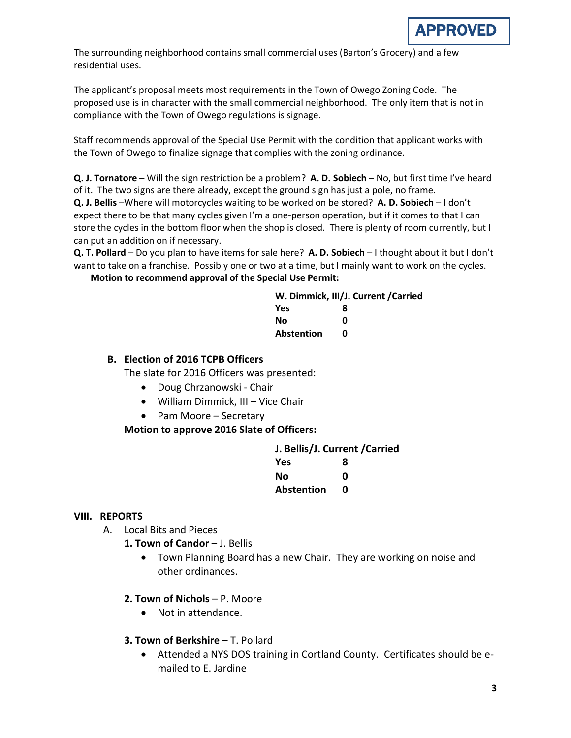**APPROVED**

The surrounding neighborhood contains small commercial uses (Barton's Grocery) and a few residential uses.

The applicant's proposal meets most requirements in the Town of Owego Zoning Code. The proposed use is in character with the small commercial neighborhood. The only item that is not in compliance with the Town of Owego regulations is signage.

Staff recommends approval of the Special Use Permit with the condition that applicant works with the Town of Owego to finalize signage that complies with the zoning ordinance.

**Q. J. Tornatore** – Will the sign restriction be a problem? **A. D. Sobiech** – No, but first time I've heard of it. The two signs are there already, except the ground sign has just a pole, no frame.
**Q. J. Bellis** –Where will motorcycles waiting to be worked on be stored? **A. D. Sobiech** – I don't expect there to be that many cycles given I'm a one-person operation, but if it comes to that I can store the cycles in the bottom floor when the shop is closed. There is plenty of room currently, but I can put an addition on if necessary.
**Q. T. Pollard** – Do you plan to have items for sale here? **A. D. Sobiech** – I thought about it but I don't want to take on a franchise. Possibly one or two at a time, but I mainly want to work on the cycles.

**Motion to recommend approval of the Special Use Permit:**

**W. Dimmick, III/J. Current /Carried**

| | |
|---|---|
| **Yes** | **8** |
| **No** | **0** |
| **Abstention** | **0** |

**B. Election of 2016 TCPB Officers**

The slate for 2016 Officers was presented:

- Doug Chrzanowski - Chair
- William Dimmick, III – Vice Chair
- Pam Moore – Secretary

**Motion to approve 2016 Slate of Officers:**

**J. Bellis/J. Current /Carried**

| | |
|---|---|
| **Yes** | **8** |
| **No** | **0** |
| **Abstention** | **0** |

## VIII. REPORTS

A. Local Bits and Pieces

**1. Town of Candor** – J. Bellis

- Town Planning Board has a new Chair. They are working on noise and other ordinances.

**2. Town of Nichols** – P. Moore

- Not in attendance.

**3. Town of Berkshire** – T. Pollard

- Attended a NYS DOS training in Cortland County. Certificates should be e-mailed to E. Jardine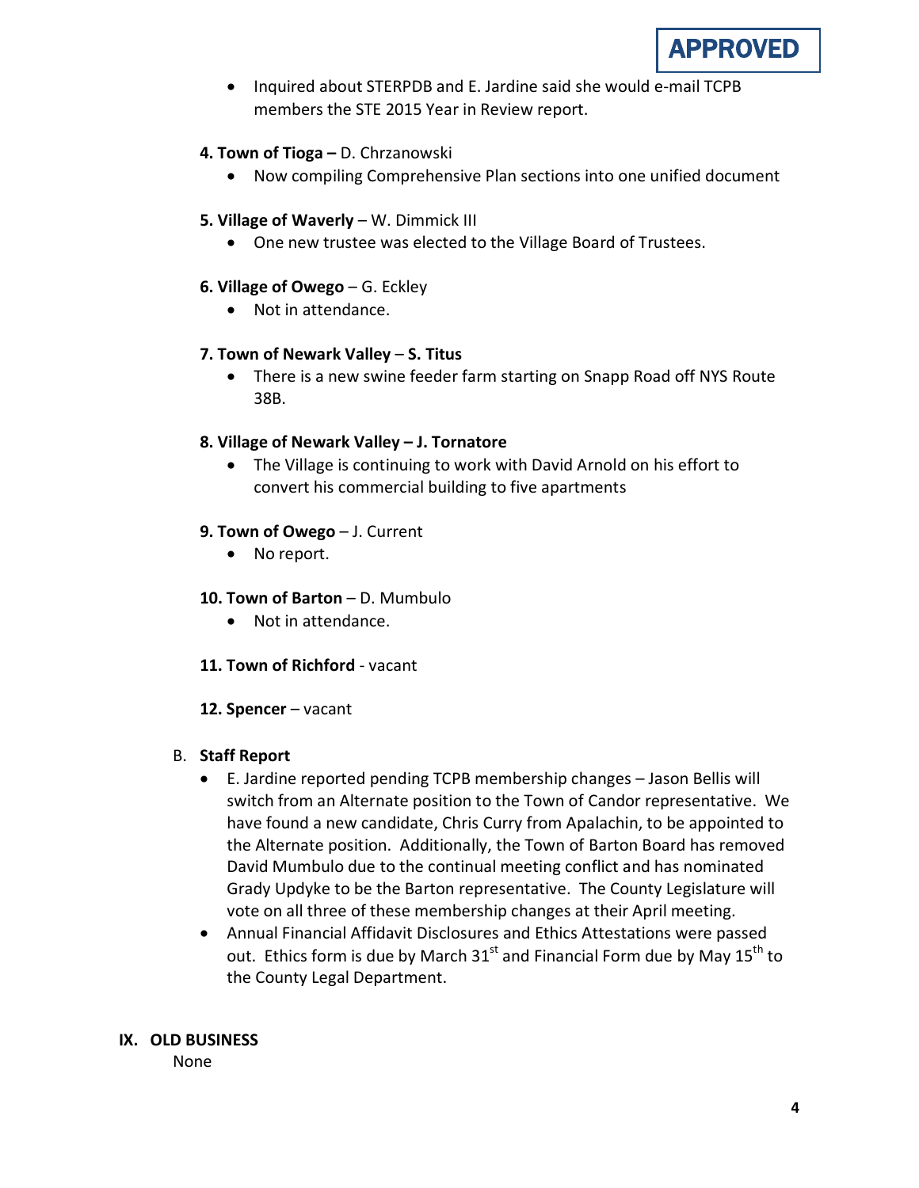**APPROVED**

- Inquired about STERPDB and E. Jardine said she would e-mail TCPB members the STE 2015 Year in Review report.

**4. Town of Tioga –** D. Chrzanowski

- Now compiling Comprehensive Plan sections into one unified document

**5. Village of Waverly** – W. Dimmick III

- One new trustee was elected to the Village Board of Trustees.

**6. Village of Owego** – G. Eckley

- Not in attendance.

**7. Town of Newark Valley** – **S. Titus**

- There is a new swine feeder farm starting on Snapp Road off NYS Route 38B.

**8. Village of Newark Valley – J. Tornatore**

- The Village is continuing to work with David Arnold on his effort to convert his commercial building to five apartments

**9. Town of Owego** – J. Current

- No report.

**10. Town of Barton** – D. Mumbulo

- Not in attendance.

**11. Town of Richford** - vacant

**12. Spencer** – vacant

B. **Staff Report**

- E. Jardine reported pending TCPB membership changes – Jason Bellis will switch from an Alternate position to the Town of Candor representative. We have found a new candidate, Chris Curry from Apalachin, to be appointed to the Alternate position. Additionally, the Town of Barton Board has removed David Mumbulo due to the continual meeting conflict and has nominated Grady Updyke to be the Barton representative. The County Legislature will vote on all three of these membership changes at their April meeting.
- Annual Financial Affidavit Disclosures and Ethics Attestations were passed out. Ethics form is due by March 31st and Financial Form due by May 15th to the County Legal Department.

## IX. OLD BUSINESS

None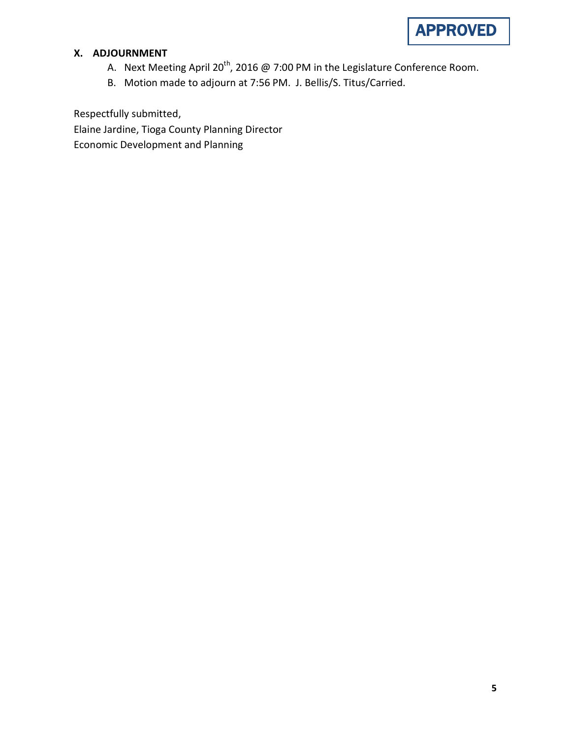**APPROVED**

### X. ADJOURNMENT

A. Next Meeting April 20th, 2016 @ 7:00 PM in the Legislature Conference Room.
B. Motion made to adjourn at 7:56 PM. J. Bellis/S. Titus/Carried.

Respectfully submitted,
Elaine Jardine, Tioga County Planning Director
Economic Development and Planning